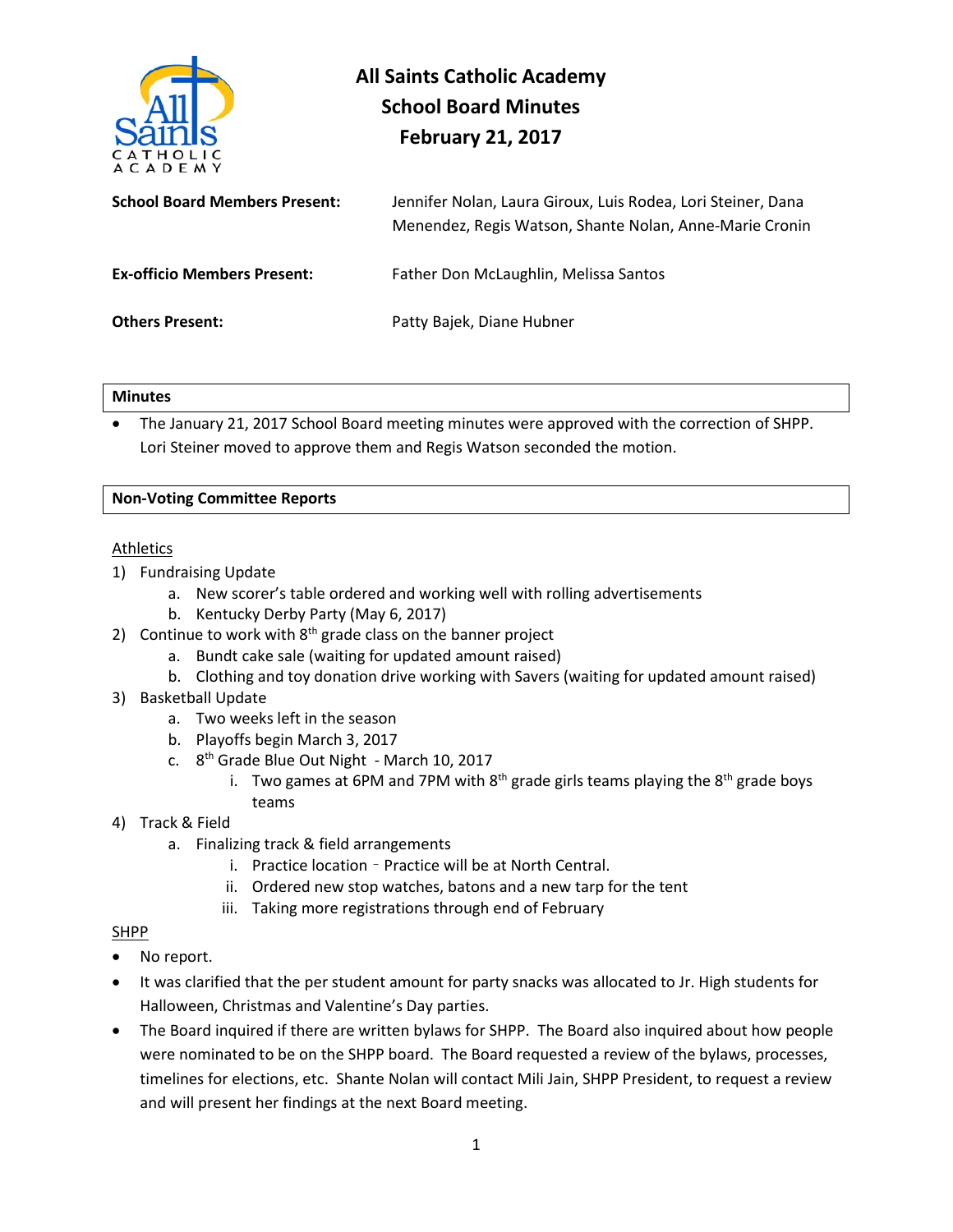# All Saints Catholic Academy
## School Board Minutes
## February 21, 2017

**School Board Members Present:** Jennifer Nolan, Laura Giroux, Luis Rodea, Lori Steiner, Dana Menendez, Regis Watson, Shante Nolan, Anne-Marie Cronin

**Ex-officio Members Present:** Father Don McLaughlin, Melissa Santos

**Others Present:** Patty Bajek, Diane Hubner

### Minutes

- The January 21, 2017 School Board meeting minutes were approved with the correction of SHPP. Lori Steiner moved to approve them and Regis Watson seconded the motion.

### Non-Voting Committee Reports

Athletics

1) Fundraising Update
   a. New scorer's table ordered and working well with rolling advertisements
   b. Kentucky Derby Party (May 6, 2017)
2) Continue to work with 8th grade class on the banner project
   a. Bundt cake sale (waiting for updated amount raised)
   b. Clothing and toy donation drive working with Savers (waiting for updated amount raised)
3) Basketball Update
   a. Two weeks left in the season
   b. Playoffs begin March 3, 2017
   c. 8th Grade Blue Out Night - March 10, 2017
      i. Two games at 6PM and 7PM with 8th grade girls teams playing the 8th grade boys teams
4) Track & Field
   a. Finalizing track & field arrangements
      i. Practice location – Practice will be at North Central.
      ii. Ordered new stop watches, batons and a new tarp for the tent
      iii. Taking more registrations through end of February

SHPP

- No report.
- It was clarified that the per student amount for party snacks was allocated to Jr. High students for Halloween, Christmas and Valentine's Day parties.
- The Board inquired if there are written bylaws for SHPP. The Board also inquired about how people were nominated to be on the SHPP board. The Board requested a review of the bylaws, processes, timelines for elections, etc. Shante Nolan will contact Mili Jain, SHPP President, to request a review and will present her findings at the next Board meeting.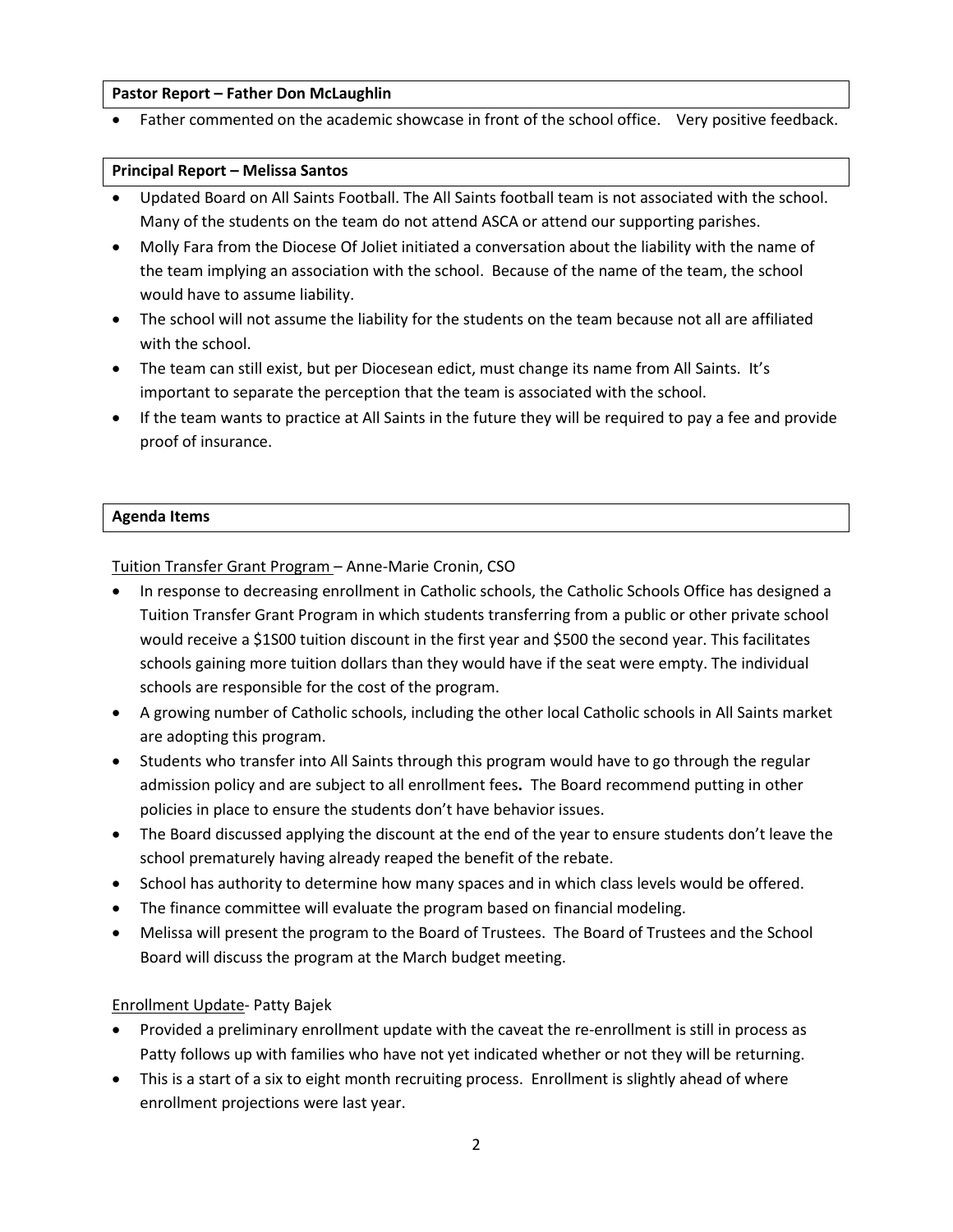**Pastor Report – Father Don McLaughlin**

- Father commented on the academic showcase in front of the school office. Very positive feedback.

**Principal Report – Melissa Santos**

- Updated Board on All Saints Football. The All Saints football team is not associated with the school. Many of the students on the team do not attend ASCA or attend our supporting parishes.
- Molly Fara from the Diocese Of Joliet initiated a conversation about the liability with the name of the team implying an association with the school. Because of the name of the team, the school would have to assume liability.
- The school will not assume the liability for the students on the team because not all are affiliated with the school.
- The team can still exist, but per Diocesean edict, must change its name from All Saints. It's important to separate the perception that the team is associated with the school.
- If the team wants to practice at All Saints in the future they will be required to pay a fee and provide proof of insurance.

**Agenda Items**

Tuition Transfer Grant Program – Anne-Marie Cronin, CSO

- In response to decreasing enrollment in Catholic schools, the Catholic Schools Office has designed a Tuition Transfer Grant Program in which students transferring from a public or other private school would receive a $1S00 tuition discount in the first year and $500 the second year. This facilitates schools gaining more tuition dollars than they would have if the seat were empty. The individual schools are responsible for the cost of the program.
- A growing number of Catholic schools, including the other local Catholic schools in All Saints market are adopting this program.
- Students who transfer into All Saints through this program would have to go through the regular admission policy and are subject to all enrollment fees**.** The Board recommend putting in other policies in place to ensure the students don't have behavior issues.
- The Board discussed applying the discount at the end of the year to ensure students don't leave the school prematurely having already reaped the benefit of the rebate.
- School has authority to determine how many spaces and in which class levels would be offered.
- The finance committee will evaluate the program based on financial modeling.
- Melissa will present the program to the Board of Trustees. The Board of Trustees and the School Board will discuss the program at the March budget meeting.

Enrollment Update- Patty Bajek

- Provided a preliminary enrollment update with the caveat the re-enrollment is still in process as Patty follows up with families who have not yet indicated whether or not they will be returning.
- This is a start of a six to eight month recruiting process. Enrollment is slightly ahead of where enrollment projections were last year.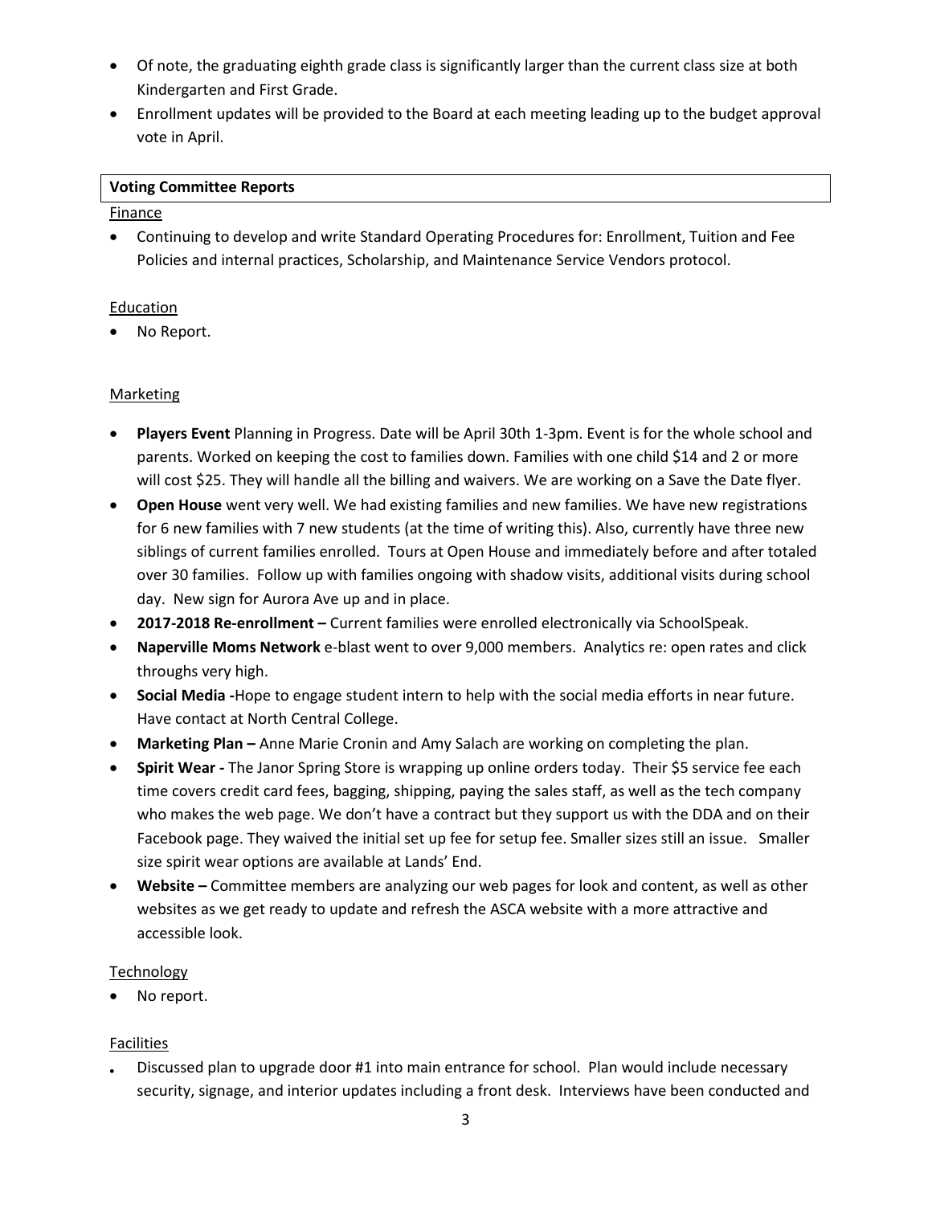- Of note, the graduating eighth grade class is significantly larger than the current class size at both Kindergarten and First Grade.
- Enrollment updates will be provided to the Board at each meeting leading up to the budget approval vote in April.

**Voting Committee Reports**

Finance

- Continuing to develop and write Standard Operating Procedures for: Enrollment, Tuition and Fee Policies and internal practices, Scholarship, and Maintenance Service Vendors protocol.

Education

- No Report.

Marketing

- **Players Event** Planning in Progress. Date will be April 30th 1-3pm. Event is for the whole school and parents. Worked on keeping the cost to families down. Families with one child $14 and 2 or more will cost $25. They will handle all the billing and waivers. We are working on a Save the Date flyer.
- **Open House** went very well. We had existing families and new families. We have new registrations for 6 new families with 7 new students (at the time of writing this). Also, currently have three new siblings of current families enrolled. Tours at Open House and immediately before and after totaled over 30 families. Follow up with families ongoing with shadow visits, additional visits during school day. New sign for Aurora Ave up and in place.
- **2017-2018 Re-enrollment –** Current families were enrolled electronically via SchoolSpeak.
- **Naperville Moms Network** e-blast went to over 9,000 members. Analytics re: open rates and click throughs very high.
- **Social Media -**Hope to engage student intern to help with the social media efforts in near future. Have contact at North Central College.
- **Marketing Plan –** Anne Marie Cronin and Amy Salach are working on completing the plan.
- **Spirit Wear -** The Janor Spring Store is wrapping up online orders today. Their $5 service fee each time covers credit card fees, bagging, shipping, paying the sales staff, as well as the tech company who makes the web page. We don't have a contract but they support us with the DDA and on their Facebook page. They waived the initial set up fee for setup fee. Smaller sizes still an issue. Smaller size spirit wear options are available at Lands' End.
- **Website –** Committee members are analyzing our web pages for look and content, as well as other websites as we get ready to update and refresh the ASCA website with a more attractive and accessible look.

Technology

- No report.

Facilities

- Discussed plan to upgrade door #1 into main entrance for school. Plan would include necessary security, signage, and interior updates including a front desk. Interviews have been conducted and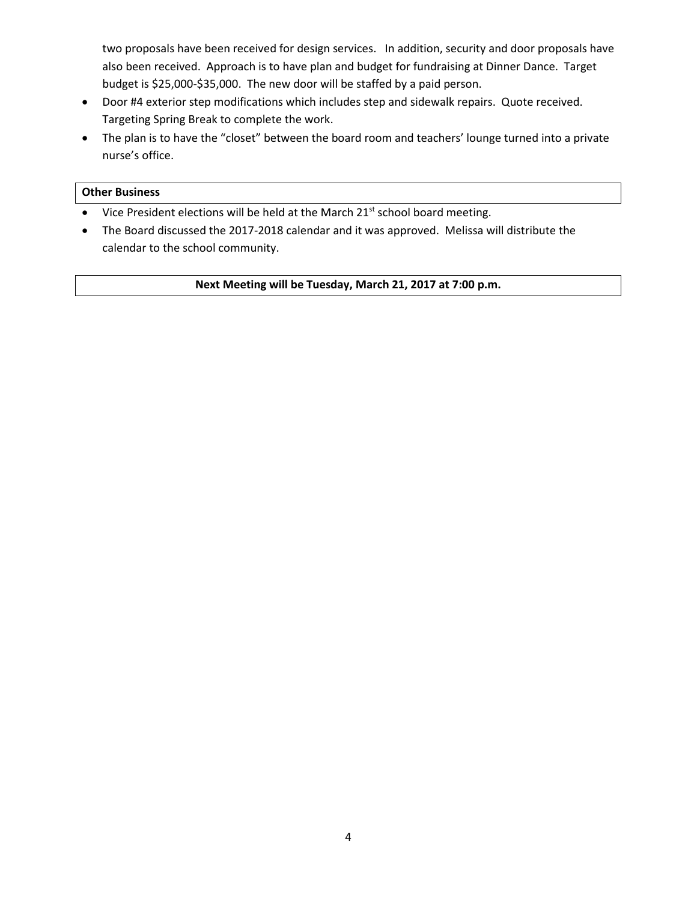two proposals have been received for design services. In addition, security and door proposals have also been received. Approach is to have plan and budget for fundraising at Dinner Dance. Target budget is $25,000-$35,000. The new door will be staffed by a paid person.

- Door #4 exterior step modifications which includes step and sidewalk repairs. Quote received. Targeting Spring Break to complete the work.
- The plan is to have the "closet" between the board room and teachers' lounge turned into a private nurse's office.

**Other Business**

- Vice President elections will be held at the March 21st school board meeting.
- The Board discussed the 2017-2018 calendar and it was approved. Melissa will distribute the calendar to the school community.

**Next Meeting will be Tuesday, March 21, 2017 at 7:00 p.m.**